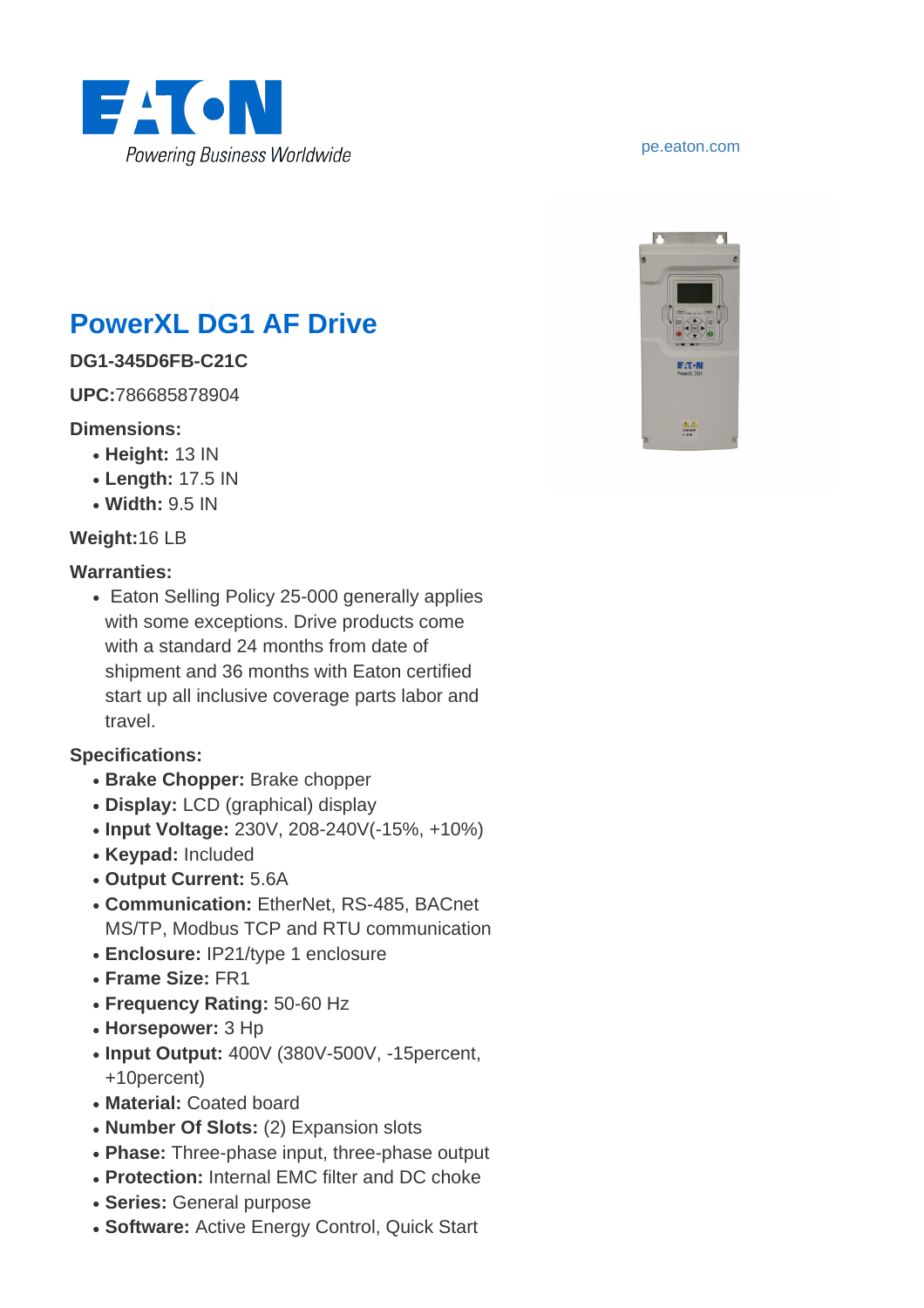EATON
Powering Business Worldwide

pe.eaton.com

# PowerXL DG1 AF Drive

**DG1-345D6FB-C21C**

**UPC:**786685878904

**Dimensions:**

- **Height:** 13 IN
- **Length:** 17.5 IN
- **Width:** 9.5 IN

**Weight:**16 LB

**Warranties:**

- Eaton Selling Policy 25-000 generally applies with some exceptions. Drive products come with a standard 24 months from date of shipment and 36 months with Eaton certified start up all inclusive coverage parts labor and travel.

**Specifications:**

- **Brake Chopper:** Brake chopper
- **Display:** LCD (graphical) display
- **Input Voltage:** 230V, 208-240V(-15%, +10%)
- **Keypad:** Included
- **Output Current:** 5.6A
- **Communication:** EtherNet, RS-485, BACnet MS/TP, Modbus TCP and RTU communication
- **Enclosure:** IP21/type 1 enclosure
- **Frame Size:** FR1
- **Frequency Rating:** 50-60 Hz
- **Horsepower:** 3 Hp
- **Input Output:** 400V (380V-500V, -15percent, +10percent)
- **Material:** Coated board
- **Number Of Slots:** (2) Expansion slots
- **Phase:** Three-phase input, three-phase output
- **Protection:** Internal EMC filter and DC choke
- **Series:** General purpose
- **Software:** Active Energy Control, Quick Start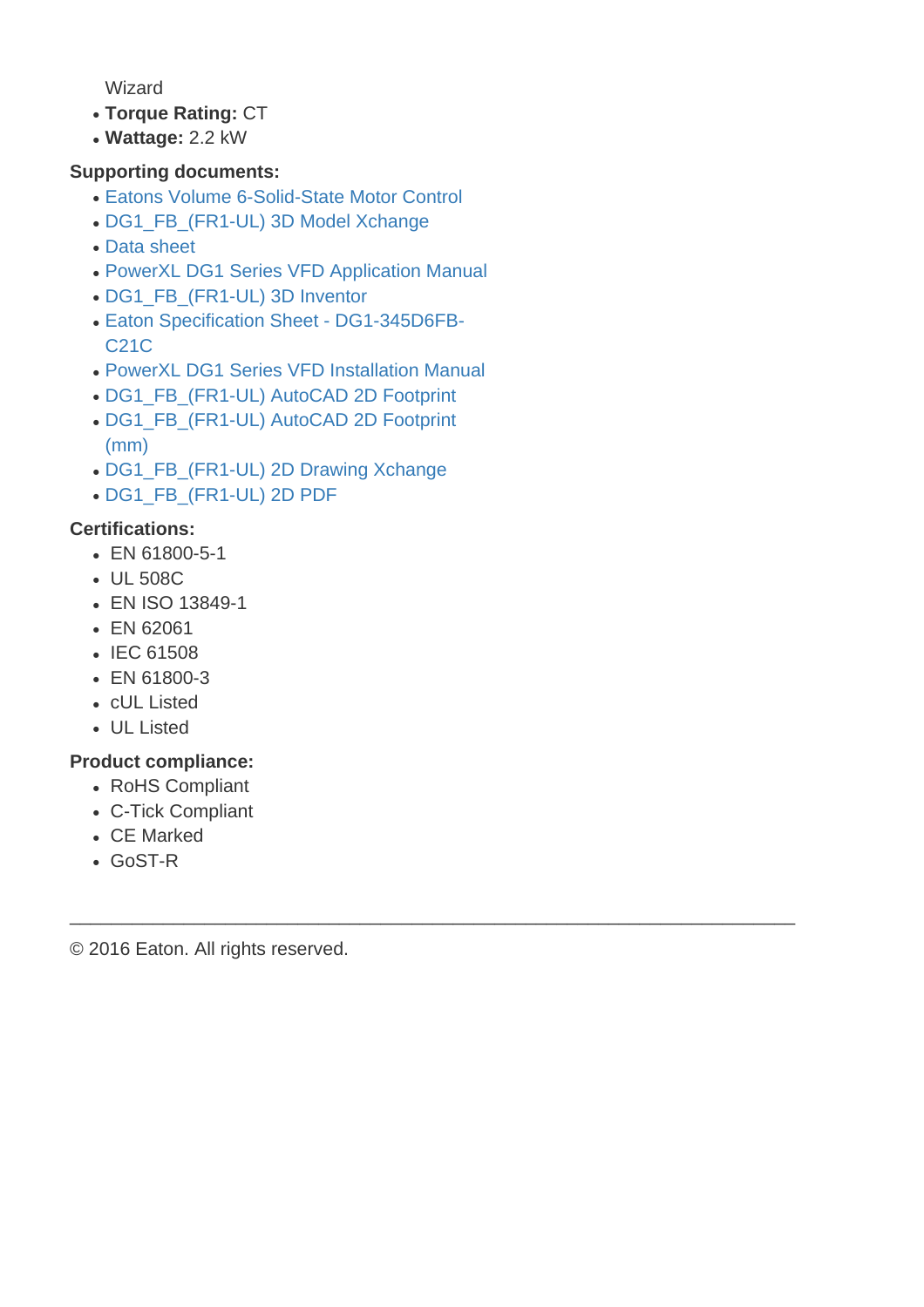Wizard

- **Torque Rating:** CT
- **Wattage:** 2.2 kW

**Supporting documents:**

- Eatons Volume 6-Solid-State Motor Control
- DG1_FB_(FR1-UL) 3D Model Xchange
- Data sheet
- PowerXL DG1 Series VFD Application Manual
- DG1_FB_(FR1-UL) 3D Inventor
- Eaton Specification Sheet - DG1-345D6FB-C21C
- PowerXL DG1 Series VFD Installation Manual
- DG1_FB_(FR1-UL) AutoCAD 2D Footprint
- DG1_FB_(FR1-UL) AutoCAD 2D Footprint (mm)
- DG1_FB_(FR1-UL) 2D Drawing Xchange
- DG1_FB_(FR1-UL) 2D PDF

**Certifications:**

- EN 61800-5-1
- UL 508C
- EN ISO 13849-1
- EN 62061
- IEC 61508
- EN 61800-3
- cUL Listed
- UL Listed

**Product compliance:**

- RoHS Compliant
- C-Tick Compliant
- CE Marked
- GoST-R

---

© 2016 Eaton. All rights reserved.